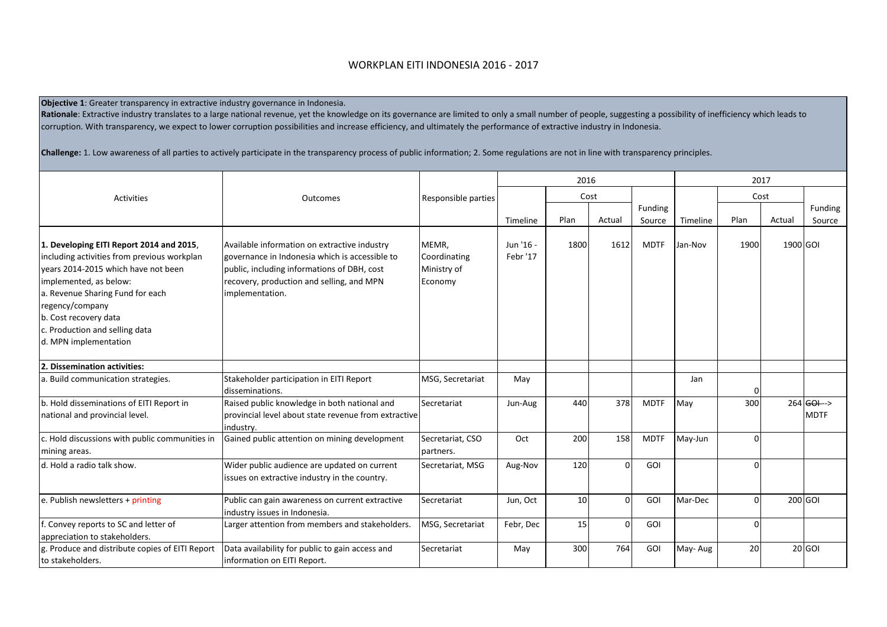# WORKPLAN EITI INDONESIA 2016 - 2017

**Objective 1**: Greater transparency in extractive industry governance in Indonesia.

**Rationale**: Extractive industry translates to a large national revenue, yet the knowledge on its governance are limited to only a small number of people, suggesting a possibility of inefficiency which leads to corruption. With transparency, we expect to lower corruption possibilities and increase efficiency, and ultimately the performance of extractive industry in Indonesia.

**Challenge:** 1. Low awareness of all parties to actively participate in the transparency process of public information; 2. Some regulations are not in line with transparency principles.

| Activities | Outcomes | Responsible parties | 2016 | | | | 2017 | | | |
|---|---|---|---|---|---|---|---|---|---|---|
| | | | Timeline | Cost | | Funding Source | Timeline | Cost | | Funding Source |
| | | | | Plan | Actual | | | Plan | Actual | |
| **1. Developing EITI Report 2014 and 2015**, including activities from previous workplan years 2014-2015 which have not been implemented, as below:<br>a. Revenue Sharing Fund for each regency/company<br>b. Cost recovery data<br>c. Production and selling data<br>d. MPN implementation | Available information on extractive industry governance in Indonesia which is accessible to public, including informations of DBH, cost recovery, production and selling, and MPN implementation. | MEMR, Coordinating Ministry of Economy | Jun '16 - Febr '17 | 1800 | 1612 | MDTF | Jan-Nov | 1900 | 1900 | GOI |
| **2. Dissemination activities:** | | | | | | | | | | |
| a. Build communication strategies. | Stakeholder participation in EITI Report disseminations. | MSG, Secretariat | May | | | | Jan | 0 | | |
| b. Hold disseminations of EITI Report in national and provincial level. | Raised public knowledge in both national and provincial level about state revenue from extractive industry. | Secretariat | Jun-Aug | 440 | 378 | MDTF | May | 300 | 264 | ~~GOI~~--> MDTF |
| c. Hold discussions with public communities in mining areas. | Gained public attention on mining development | Secretariat, CSO partners. | Oct | 200 | 158 | MDTF | May-Jun | 0 | | |
| d. Hold a radio talk show. | Wider public audience are updated on current issues on extractive industry in the country. | Secretariat, MSG | Aug-Nov | 120 | 0 | GOI | | 0 | | |
| e. Publish newsletters + printing | Public can gain awareness on current extractive industry issues in Indonesia. | Secretariat | Jun, Oct | 10 | 0 | GOI | Mar-Dec | 0 | 200 | GOI |
| f. Convey reports to SC and letter of appreciation to stakeholders. | Larger attention from members and stakeholders. | MSG, Secretariat | Febr, Dec | 15 | 0 | GOI | | 0 | | |
| g. Produce and distribute copies of EITI Report to stakeholders. | Data availability for public to gain access and information on EITI Report. | Secretariat | May | 300 | 764 | GOI | May- Aug | 20 | 20 | GOI |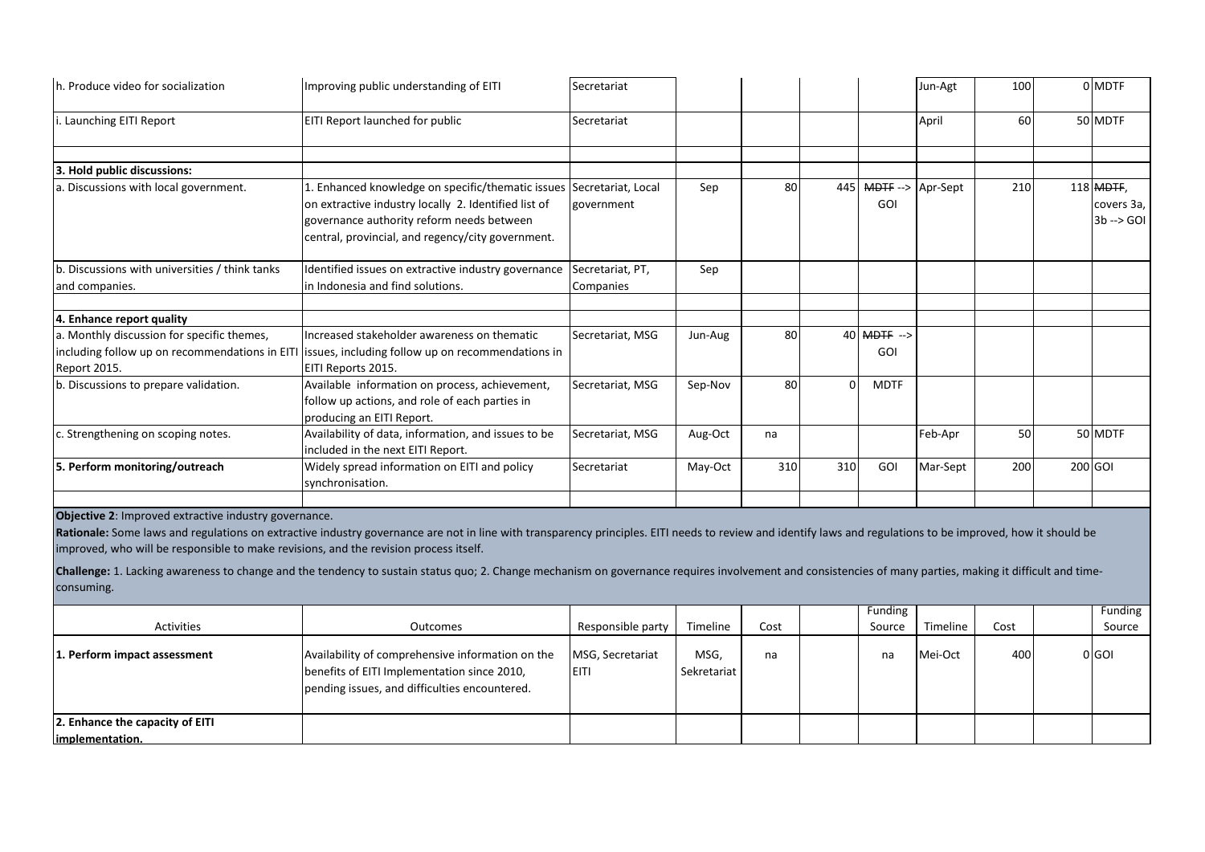| h. Produce video for socialization | Improving public understanding of EITI | Secretariat | | | | | Jun-Agt | 100 | 0 | MDTF |
|---|---|---|---|---|---|---|---|---|---|---|
| i. Launching EITI Report | EITI Report launched for public | Secretariat | | | | | April | 60 | 50 | MDTF |
| | | | | | | | | | | |
| **3. Hold public discussions:** | | | | | | | | | | |
| a. Discussions with local government. | 1. Enhanced knowledge on specific/thematic issues on extractive industry locally 2. Identified list of governance authority reform needs between central, provincial, and regency/city government. | Secretariat, Local government | Sep | 80 | 445 | ~~MDTF~~ --> GOI | Apr-Sept | 210 | 118 | ~~MDTF~~, covers 3a, 3b --> GOI |
| b. Discussions with universities / think tanks and companies. | Identified issues on extractive industry governance in Indonesia and find solutions. | Secretariat, PT, Companies | Sep | | | | | | | |
| | | | | | | | | | | |
| **4. Enhance report quality** | | | | | | | | | | |
| a. Monthly discussion for specific themes, including follow up on recommendations in EITI Report 2015. | Increased stakeholder awareness on thematic issues, including follow up on recommendations in EITI Reports 2015. | Secretariat, MSG | Jun-Aug | 80 | 40 | ~~MDTF~~ --> GOI | | | | |
| b. Discussions to prepare validation. | Available information on process, achievement, follow up actions, and role of each parties in producing an EITI Report. | Secretariat, MSG | Sep-Nov | 80 | 0 | MDTF | | | | |
| c. Strengthening on scoping notes. | Availability of data, information, and issues to be included in the next EITI Report. | Secretariat, MSG | Aug-Oct | na | | | Feb-Apr | 50 | 50 | MDTF |
| **5. Perform monitoring/outreach** | Widely spread information on EITI and policy synchronisation. | Secretariat | May-Oct | 310 | 310 | GOI | Mar-Sept | 200 | 200 | GOI |

**Objective 2**: Improved extractive industry governance.

**Rationale:** Some laws and regulations on extractive industry governance are not in line with transparency principles. EITI needs to review and identify laws and regulations to be improved, how it should be improved, who will be responsible to make revisions, and the revision process itself.

**Challenge:** 1. Lacking awareness to change and the tendency to sustain status quo; 2. Change mechanism on governance requires involvement and consistencies of many parties, making it difficult and time-consuming.

| Activities | Outcomes | Responsible party | Timeline | Cost | | Funding Source | Timeline | Cost | | Funding Source |
|---|---|---|---|---|---|---|---|---|---|---|
| **1. Perform impact assessment** | Availability of comprehensive information on the benefits of EITI Implementation since 2010, pending issues, and difficulties encountered. | MSG, Secretariat EITI | MSG, Sekretariat | na | | na | Mei-Oct | 400 | 0 | GOI |
| **2. Enhance the capacity of EITI implementation.** | | | | | | | | | | |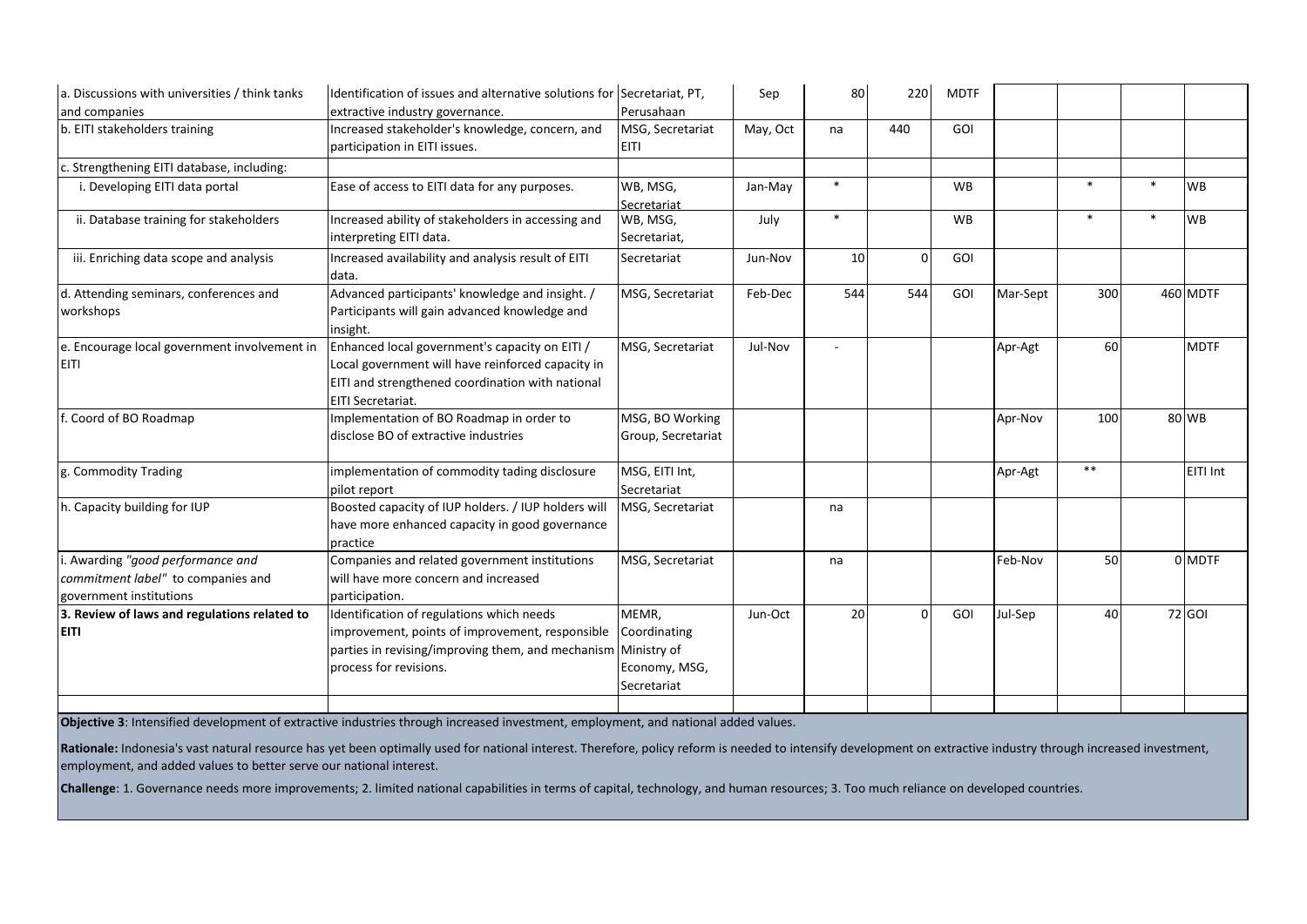| | | | | | | | | | | |
|---|---|---|---|---|---|---|---|---|---|---|
| a. Discussions with universities / think tanks and companies | Identification of issues and alternative solutions for extractive industry governance. | Secretariat, PT, Perusahaan | Sep | 80 | 220 | MDTF | | | | |
| b. EITI stakeholders training | Increased stakeholder's knowledge, concern, and participation in EITI issues. | MSG, Secretariat EITI | May, Oct | na | 440 | GOI | | | | |
| c. Strengthening EITI database, including: | | | | | | | | | | |
| i. Developing EITI data portal | Ease of access to EITI data for any purposes. | WB, MSG, Secretariat | Jan-May | * | | WB | | * | * | WB |
| ii. Database training for stakeholders | Increased ability of stakeholders in accessing and interpreting EITI data. | WB, MSG, Secretariat, | July | * | | WB | | * | * | WB |
| iii. Enriching data scope and analysis | Increased availability and analysis result of EITI data. | Secretariat | Jun-Nov | 10 | 0 | GOI | | | | |
| d. Attending seminars, conferences and workshops | Advanced participants' knowledge and insight. / Participants will gain advanced knowledge and insight. | MSG, Secretariat | Feb-Dec | 544 | 544 | GOI | Mar-Sept | 300 | 460 | MDTF |
| e. Encourage local government involvement in EITI | Enhanced local government's capacity on EITI / Local government will have reinforced capacity in EITI and strengthened coordination with national EITI Secretariat. | MSG, Secretariat | Jul-Nov | - | | | Apr-Agt | 60 | | MDTF |
| f. Coord of BO Roadmap | Implementation of BO Roadmap in order to disclose BO of extractive industries | MSG, BO Working Group, Secretariat | | | | | Apr-Nov | 100 | 80 | WB |
| g. Commodity Trading | implementation of commodity tading disclosure pilot report | MSG, EITI Int, Secretariat | | | | | Apr-Agt | ** | | EITI Int |
| h. Capacity building for IUP | Boosted capacity of IUP holders. / IUP holders will have more enhanced capacity in good governance practice | MSG, Secretariat | | na | | | | | | |
| i. Awarding *"good performance and commitment label"* to companies and government institutions | Companies and related government institutions will have more concern and increased participation. | MSG, Secretariat | | na | | | Feb-Nov | 50 | 0 | MDTF |
| **3. Review of laws and regulations related to EITI** | Identification of regulations which needs improvement, points of improvement, responsible parties in revising/improving them, and mechanism process for revisions. | MEMR, Coordinating Ministry of Economy, MSG, Secretariat | Jun-Oct | 20 | 0 | GOI | Jul-Sep | 40 | 72 | GOI |
| | | | | | | | | | | |

**Objective 3**: Intensified development of extractive industries through increased investment, employment, and national added values.

**Rationale:** Indonesia's vast natural resource has yet been optimally used for national interest. Therefore, policy reform is needed to intensify development on extractive industry through increased investment, employment, and added values to better serve our national interest.

**Challenge**: 1. Governance needs more improvements; 2. limited national capabilities in terms of capital, technology, and human resources; 3. Too much reliance on developed countries.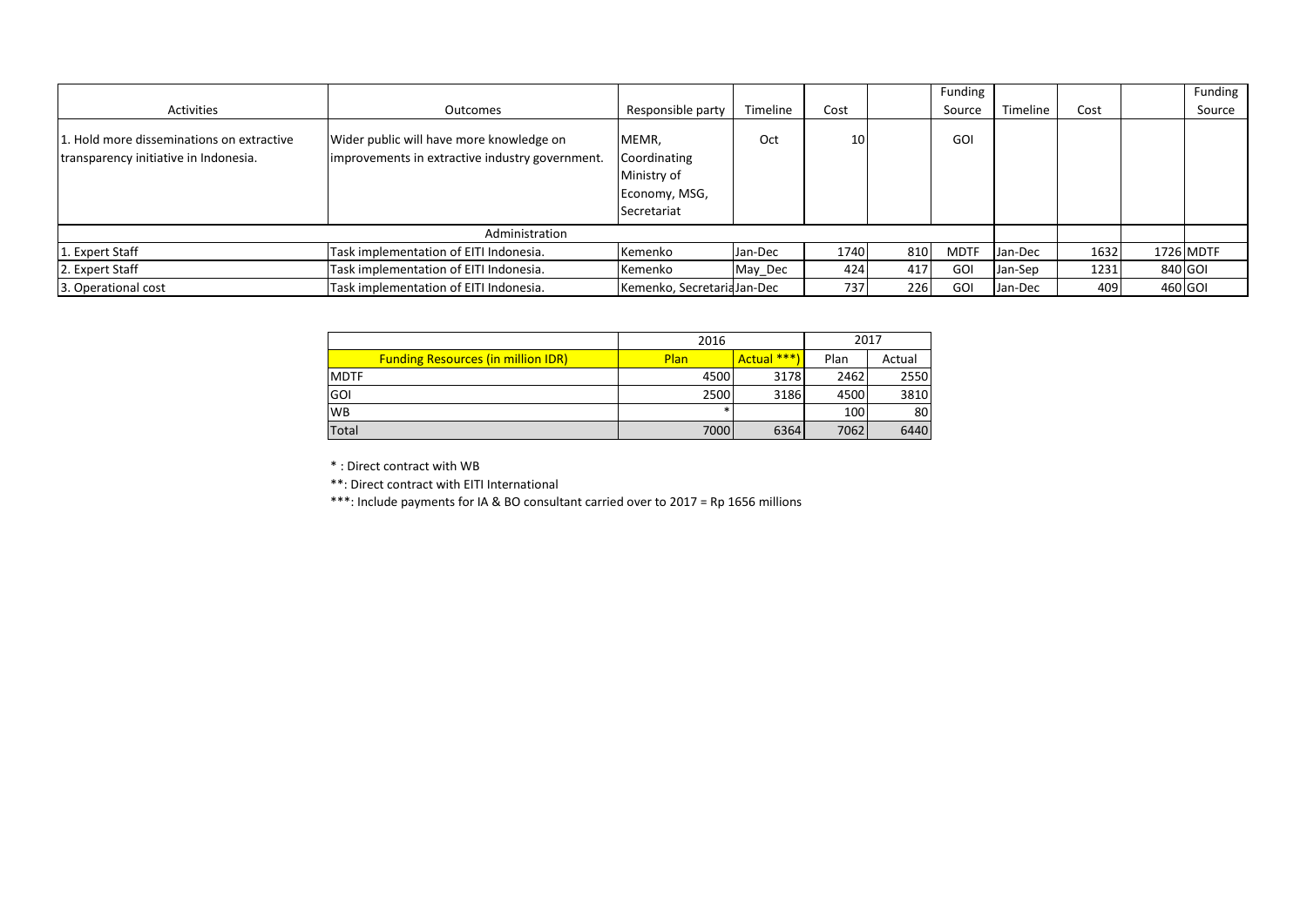| Activities | Outcomes | Responsible party | Timeline | Cost | | Funding Source | Timeline | Cost | | Funding Source |
|---|---|---|---|---|---|---|---|---|---|---|
| 1. Hold more disseminations on extractive transparency initiative in Indonesia. | Wider public will have more knowledge on improvements in extractive industry government. | MEMR, Coordinating Ministry of Economy, MSG, Secretariat | Oct | 10 | | GOI | | | | |
| | Administration | | | | | | | | | |
| 1. Expert Staff | Task implementation of EITI Indonesia. | Kemenko | Jan-Dec | 1740 | 810 | MDTF | Jan-Dec | 1632 | 1726 | MDTF |
| 2. Expert Staff | Task implementation of EITI Indonesia. | Kemenko | May_Dec | 424 | 417 | GOI | Jan-Sep | 1231 | 840 | GOI |
| 3. Operational cost | Task implementation of EITI Indonesia. | Kemenko, Secretaria | Jan-Dec | 737 | 226 | GOI | Jan-Dec | 409 | 460 | GOI |

| | 2016 | | 2017 | |
|---|---|---|---|---|
| Funding Resources (in million IDR) | Plan | Actual ***) | Plan | Actual |
| MDTF | 4500 | 3178 | 2462 | 2550 |
| GOI | 2500 | 3186 | 4500 | 3810 |
| WB | * | | 100 | 80 |
| Total | 7000 | 6364 | 7062 | 6440 |

* : Direct contract with WB

**: Direct contract with EITI International

***: Include payments for IA & BO consultant carried over to 2017 = Rp 1656 millions